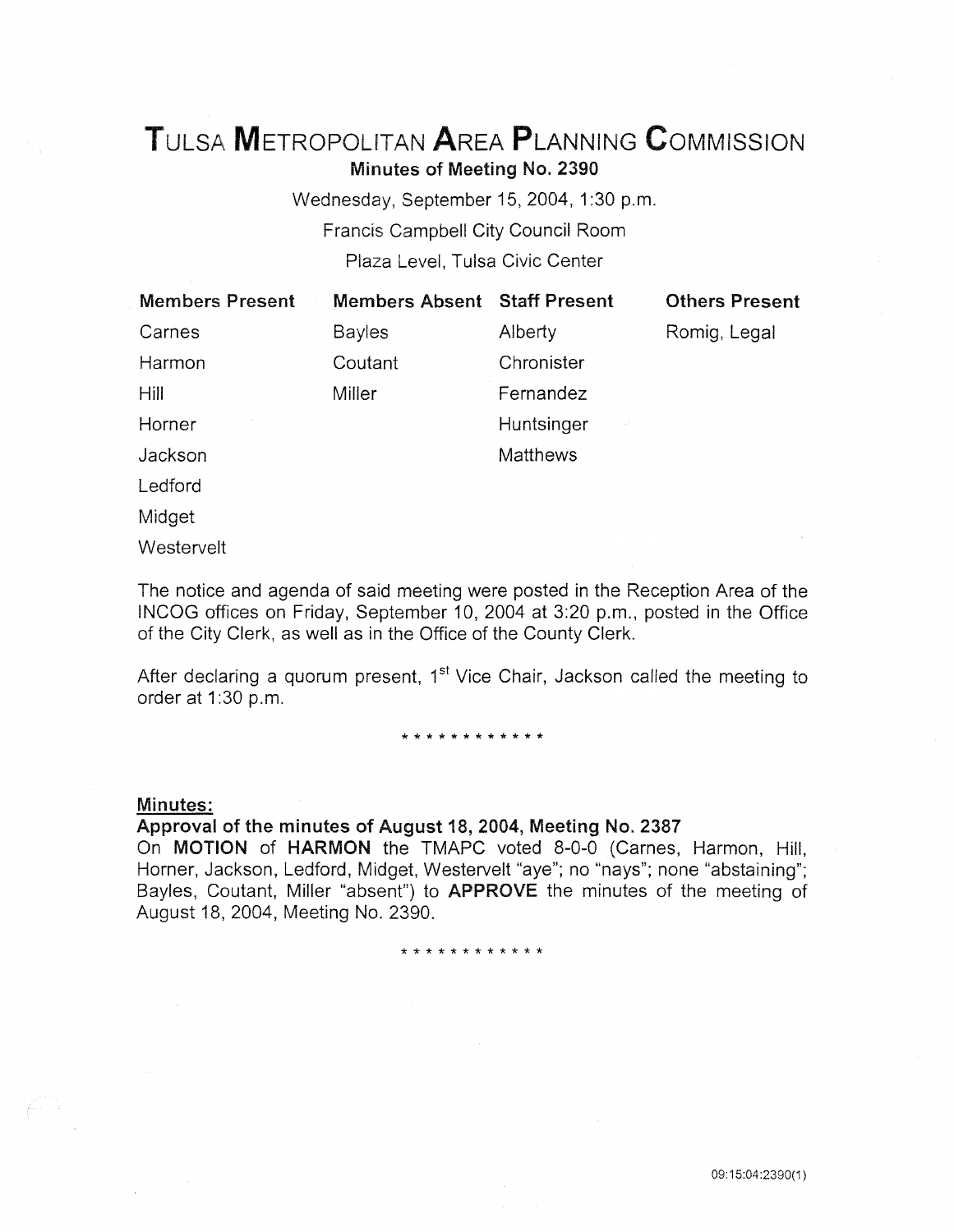# TULSA METROPOLITAN AREA PLANNING COMMISSION

**Minutes of Meeting No. 2390**

Wednesday, September 15, 2004, 1:30 p.m.

Francis Campbell City Council Room

Plaza Level, Tulsa Civic Center

| Members Present | Members Absent | Staff Present | Others Present |
|---|---|---|---|
| Carnes | Bayles | Alberty | Romig, Legal |
| Harmon | Coutant | Chronister | |
| Hill | Miller | Fernandez | |
| Horner | | Huntsinger | |
| Jackson | | Matthews | |
| Ledford | | | |
| Midget | | | |
| Westervelt | | | |

The notice and agenda of said meeting were posted in the Reception Area of the INCOG offices on Friday, September 10, 2004 at 3:20 p.m., posted in the Office of the City Clerk, as well as in the Office of the County Clerk.

After declaring a quorum present, 1st Vice Chair, Jackson called the meeting to order at 1:30 p.m.

\* \* \* \* \* \* \* \* \* \* \* \*

**Minutes:**

**Approval of the minutes of August 18, 2004, Meeting No. 2387**

On **MOTION** of **HARMON** the TMAPC voted 8-0-0 (Carnes, Harmon, Hill, Horner, Jackson, Ledford, Midget, Westervelt "aye"; no "nays"; none "abstaining"; Bayles, Coutant, Miller "absent") to **APPROVE** the minutes of the meeting of August 18, 2004, Meeting No. 2390.

\* \* \* \* \* \* \* \* \* \* \* \*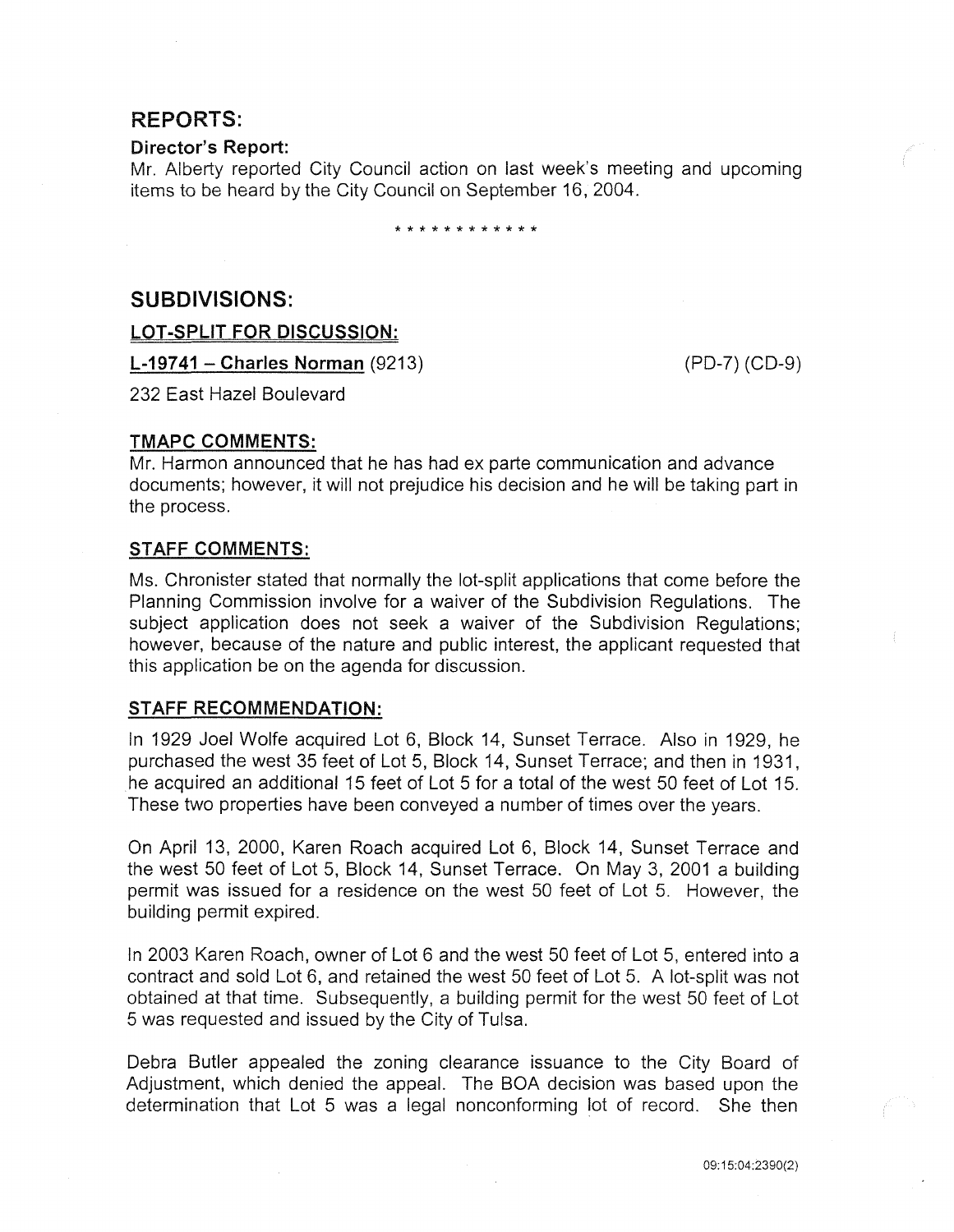## REPORTS:

**Director's Report:**

Mr. Alberty reported City Council action on last week's meeting and upcoming items to be heard by the City Council on September 16, 2004.

\* \* \* \* \* \* \* \* \* \* \* \*

## SUBDIVISIONS:

### LOT-SPLIT FOR DISCUSSION:

**L-19741 – Charles Norman** (9213) (PD-7) (CD-9)

232 East Hazel Boulevard

**TMAPC COMMENTS:**

Mr. Harmon announced that he has had ex parte communication and advance documents; however, it will not prejudice his decision and he will be taking part in the process.

**STAFF COMMENTS:**

Ms. Chronister stated that normally the lot-split applications that come before the Planning Commission involve for a waiver of the Subdivision Regulations. The subject application does not seek a waiver of the Subdivision Regulations; however, because of the nature and public interest, the applicant requested that this application be on the agenda for discussion.

**STAFF RECOMMENDATION:**

In 1929 Joel Wolfe acquired Lot 6, Block 14, Sunset Terrace. Also in 1929, he purchased the west 35 feet of Lot 5, Block 14, Sunset Terrace; and then in 1931, he acquired an additional 15 feet of Lot 5 for a total of the west 50 feet of Lot 15. These two properties have been conveyed a number of times over the years.

On April 13, 2000, Karen Roach acquired Lot 6, Block 14, Sunset Terrace and the west 50 feet of Lot 5, Block 14, Sunset Terrace. On May 3, 2001 a building permit was issued for a residence on the west 50 feet of Lot 5. However, the building permit expired.

In 2003 Karen Roach, owner of Lot 6 and the west 50 feet of Lot 5, entered into a contract and sold Lot 6, and retained the west 50 feet of Lot 5. A lot-split was not obtained at that time. Subsequently, a building permit for the west 50 feet of Lot 5 was requested and issued by the City of Tulsa.

Debra Butler appealed the zoning clearance issuance to the City Board of Adjustment, which denied the appeal. The BOA decision was based upon the determination that Lot 5 was a legal nonconforming lot of record. She then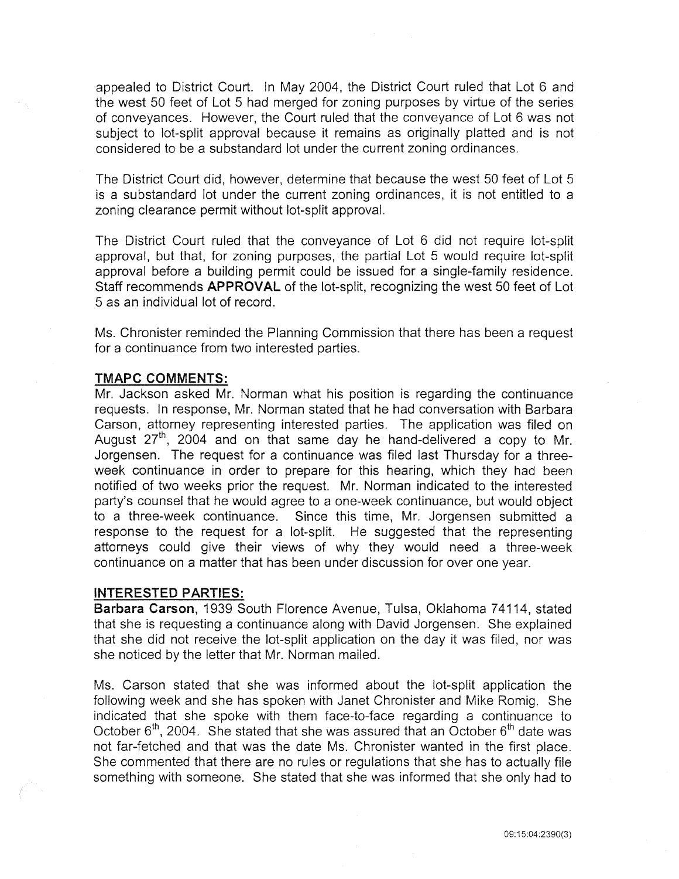appealed to District Court. In May 2004, the District Court ruled that Lot 6 and the west 50 feet of Lot 5 had merged for zoning purposes by virtue of the series of conveyances. However, the Court ruled that the conveyance of Lot 6 was not subject to lot-split approval because it remains as originally platted and is not considered to be a substandard lot under the current zoning ordinances.

The District Court did, however, determine that because the west 50 feet of Lot 5 is a substandard lot under the current zoning ordinances, it is not entitled to a zoning clearance permit without lot-split approval.

The District Court ruled that the conveyance of Lot 6 did not require lot-split approval, but that, for zoning purposes, the partial Lot 5 would require lot-split approval before a building permit could be issued for a single-family residence. Staff recommends **APPROVAL** of the lot-split, recognizing the west 50 feet of Lot 5 as an individual lot of record.

Ms. Chronister reminded the Planning Commission that there has been a request for a continuance from two interested parties.

**TMAPC COMMENTS:**

Mr. Jackson asked Mr. Norman what his position is regarding the continuance requests. In response, Mr. Norman stated that he had conversation with Barbara Carson, attorney representing interested parties. The application was filed on August 27th, 2004 and on that same day he hand-delivered a copy to Mr. Jorgensen. The request for a continuance was filed last Thursday for a three-week continuance in order to prepare for this hearing, which they had been notified of two weeks prior the request. Mr. Norman indicated to the interested party's counsel that he would agree to a one-week continuance, but would object to a three-week continuance. Since this time, Mr. Jorgensen submitted a response to the request for a lot-split. He suggested that the representing attorneys could give their views of why they would need a three-week continuance on a matter that has been under discussion for over one year.

**INTERESTED PARTIES:**

**Barbara Carson**, 1939 South Florence Avenue, Tulsa, Oklahoma 74114, stated that she is requesting a continuance along with David Jorgensen. She explained that she did not receive the lot-split application on the day it was filed, nor was she noticed by the letter that Mr. Norman mailed.

Ms. Carson stated that she was informed about the lot-split application the following week and she has spoken with Janet Chronister and Mike Romig. She indicated that she spoke with them face-to-face regarding a continuance to October 6th, 2004. She stated that she was assured that an October 6th date was not far-fetched and that was the date Ms. Chronister wanted in the first place. She commented that there are no rules or regulations that she has to actually file something with someone. She stated that she was informed that she only had to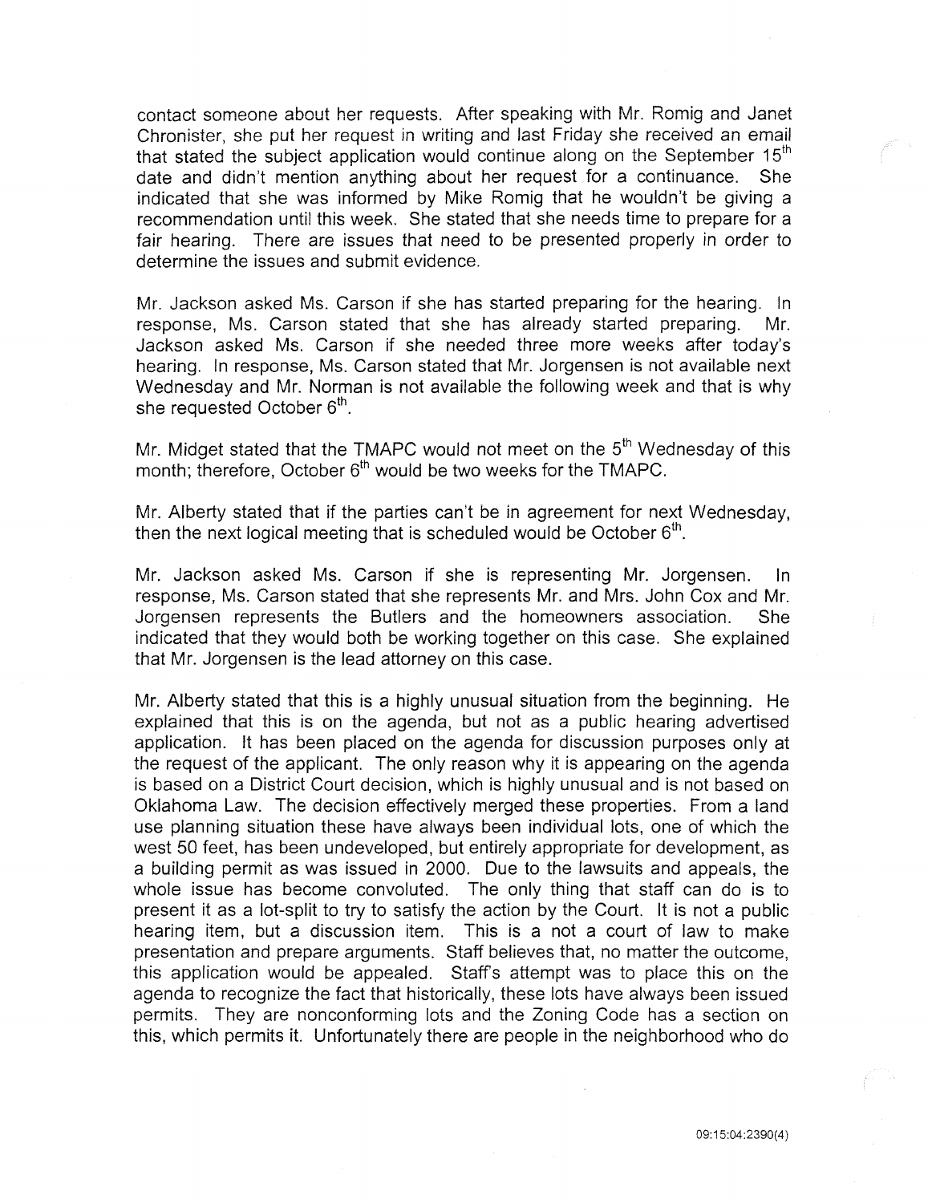contact someone about her requests. After speaking with Mr. Romig and Janet Chronister, she put her request in writing and last Friday she received an email that stated the subject application would continue along on the September 15th date and didn't mention anything about her request for a continuance. She indicated that she was informed by Mike Romig that he wouldn't be giving a recommendation until this week. She stated that she needs time to prepare for a fair hearing. There are issues that need to be presented properly in order to determine the issues and submit evidence.

Mr. Jackson asked Ms. Carson if she has started preparing for the hearing. In response, Ms. Carson stated that she has already started preparing. Mr. Jackson asked Ms. Carson if she needed three more weeks after today's hearing. In response, Ms. Carson stated that Mr. Jorgensen is not available next Wednesday and Mr. Norman is not available the following week and that is why she requested October 6th.

Mr. Midget stated that the TMAPC would not meet on the 5th Wednesday of this month; therefore, October 6th would be two weeks for the TMAPC.

Mr. Alberty stated that if the parties can't be in agreement for next Wednesday, then the next logical meeting that is scheduled would be October 6th.

Mr. Jackson asked Ms. Carson if she is representing Mr. Jorgensen. In response, Ms. Carson stated that she represents Mr. and Mrs. John Cox and Mr. Jorgensen represents the Butlers and the homeowners association. She indicated that they would both be working together on this case. She explained that Mr. Jorgensen is the lead attorney on this case.

Mr. Alberty stated that this is a highly unusual situation from the beginning. He explained that this is on the agenda, but not as a public hearing advertised application. It has been placed on the agenda for discussion purposes only at the request of the applicant. The only reason why it is appearing on the agenda is based on a District Court decision, which is highly unusual and is not based on Oklahoma Law. The decision effectively merged these properties. From a land use planning situation these have always been individual lots, one of which the west 50 feet, has been undeveloped, but entirely appropriate for development, as a building permit as was issued in 2000. Due to the lawsuits and appeals, the whole issue has become convoluted. The only thing that staff can do is to present it as a lot-split to try to satisfy the action by the Court. It is not a public hearing item, but a discussion item. This is a not a court of law to make presentation and prepare arguments. Staff believes that, no matter the outcome, this application would be appealed. Staff's attempt was to place this on the agenda to recognize the fact that historically, these lots have always been issued permits. They are nonconforming lots and the Zoning Code has a section on this, which permits it. Unfortunately there are people in the neighborhood who do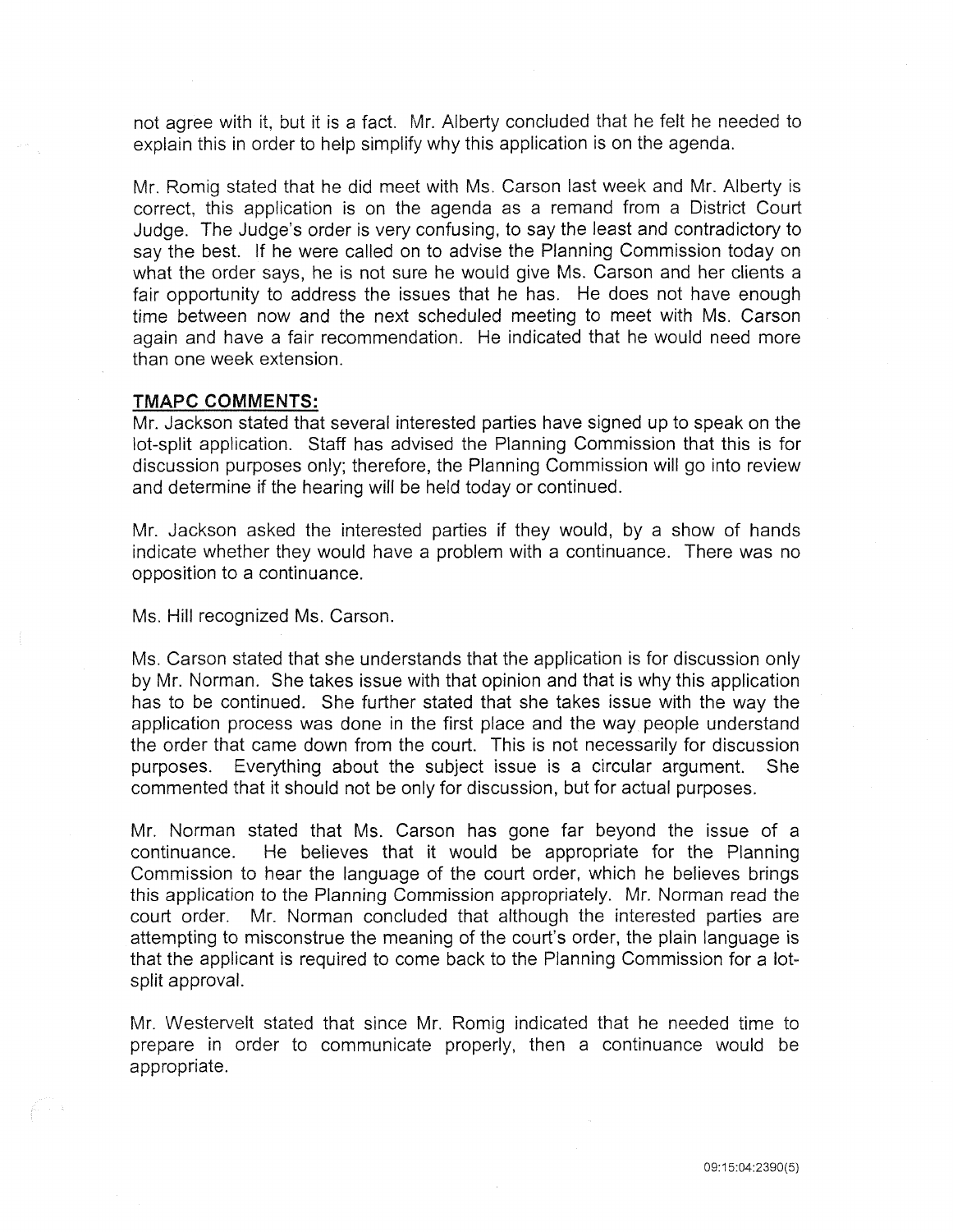not agree with it, but it is a fact. Mr. Alberty concluded that he felt he needed to explain this in order to help simplify why this application is on the agenda.

Mr. Romig stated that he did meet with Ms. Carson last week and Mr. Alberty is correct, this application is on the agenda as a remand from a District Court Judge. The Judge's order is very confusing, to say the least and contradictory to say the best. If he were called on to advise the Planning Commission today on what the order says, he is not sure he would give Ms. Carson and her clients a fair opportunity to address the issues that he has. He does not have enough time between now and the next scheduled meeting to meet with Ms. Carson again and have a fair recommendation. He indicated that he would need more than one week extension.

**TMAPC COMMENTS:**

Mr. Jackson stated that several interested parties have signed up to speak on the lot-split application. Staff has advised the Planning Commission that this is for discussion purposes only; therefore, the Planning Commission will go into review and determine if the hearing will be held today or continued.

Mr. Jackson asked the interested parties if they would, by a show of hands indicate whether they would have a problem with a continuance. There was no opposition to a continuance.

Ms. Hill recognized Ms. Carson.

Ms. Carson stated that she understands that the application is for discussion only by Mr. Norman. She takes issue with that opinion and that is why this application has to be continued. She further stated that she takes issue with the way the application process was done in the first place and the way people understand the order that came down from the court. This is not necessarily for discussion purposes. Everything about the subject issue is a circular argument. She commented that it should not be only for discussion, but for actual purposes.

Mr. Norman stated that Ms. Carson has gone far beyond the issue of a continuance. He believes that it would be appropriate for the Planning Commission to hear the language of the court order, which he believes brings this application to the Planning Commission appropriately. Mr. Norman read the court order. Mr. Norman concluded that although the interested parties are attempting to misconstrue the meaning of the court's order, the plain language is that the applicant is required to come back to the Planning Commission for a lot-split approval.

Mr. Westervelt stated that since Mr. Romig indicated that he needed time to prepare in order to communicate properly, then a continuance would be appropriate.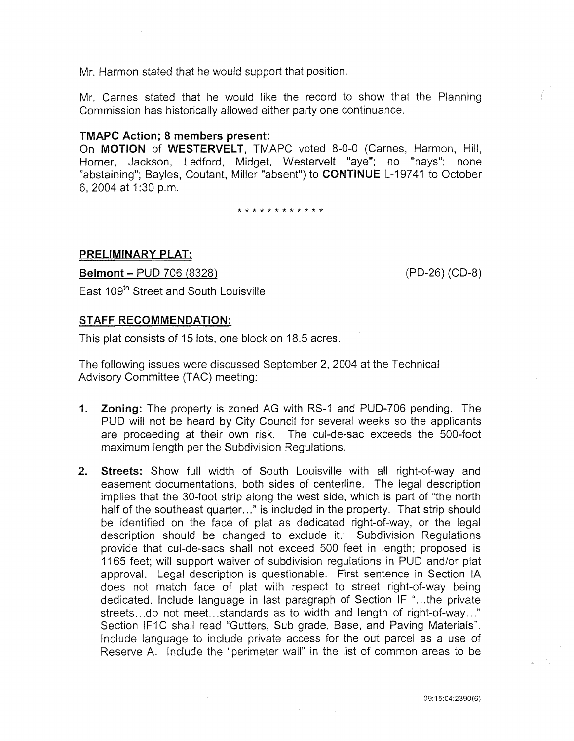Mr. Harmon stated that he would support that position.

Mr. Carnes stated that he would like the record to show that the Planning Commission has historically allowed either party one continuance.

**TMAPC Action; 8 members present:**

On **MOTION** of **WESTERVELT**, TMAPC voted 8-0-0 (Carnes, Harmon, Hill, Horner, Jackson, Ledford, Midget, Westervelt "aye"; no "nays"; none "abstaining"; Bayles, Coutant, Miller "absent") to **CONTINUE** L-19741 to October 6, 2004 at 1:30 p.m.

\* \* \* \* \* \* \* \* \* \* \* \*

**PRELIMINARY PLAT:**

**Belmont** – PUD 706 (8328) (PD-26) (CD-8)

East 109th Street and South Louisville

**STAFF RECOMMENDATION:**

This plat consists of 15 lots, one block on 18.5 acres.

The following issues were discussed September 2, 2004 at the Technical Advisory Committee (TAC) meeting:

1. **Zoning:** The property is zoned AG with RS-1 and PUD-706 pending. The PUD will not be heard by City Council for several weeks so the applicants are proceeding at their own risk. The cul-de-sac exceeds the 500-foot maximum length per the Subdivision Regulations.

2. **Streets:** Show full width of South Louisville with all right-of-way and easement documentations, both sides of centerline. The legal description implies that the 30-foot strip along the west side, which is part of "the north half of the southeast quarter..." is included in the property. That strip should be identified on the face of plat as dedicated right-of-way, or the legal description should be changed to exclude it. Subdivision Regulations provide that cul-de-sacs shall not exceed 500 feet in length; proposed is 1165 feet; will support waiver of subdivision regulations in PUD and/or plat approval. Legal description is questionable. First sentence in Section IA does not match face of plat with respect to street right-of-way being dedicated. Include language in last paragraph of Section IF "...the private streets...do not meet...standards as to width and length of right-of-way..." Section IF1C shall read "Gutters, Sub grade, Base, and Paving Materials". Include language to include private access for the out parcel as a use of Reserve A. Include the "perimeter wall" in the list of common areas to be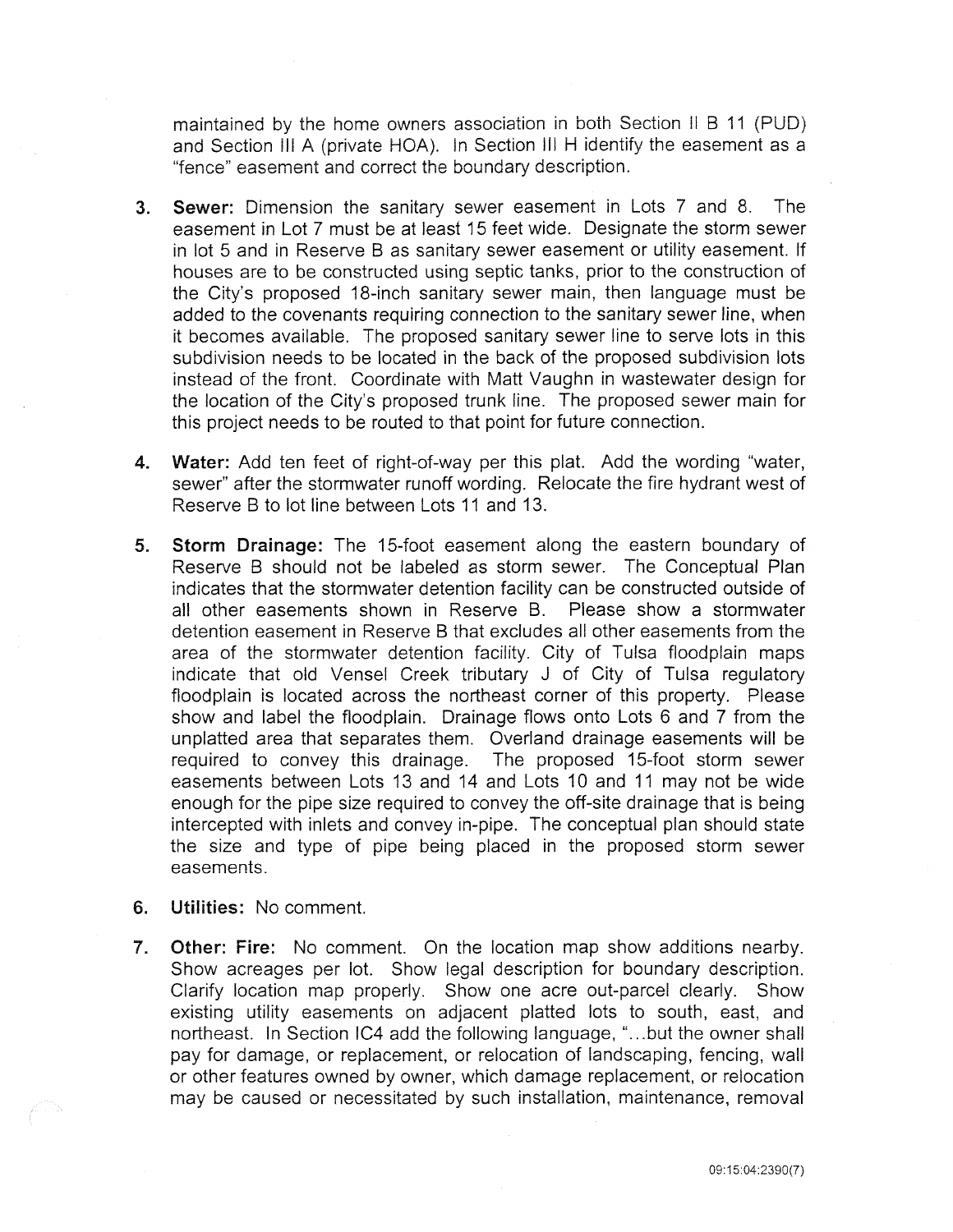maintained by the home owners association in both Section II B 11 (PUD) and Section III A (private HOA). In Section III H identify the easement as a "fence" easement and correct the boundary description.

3. **Sewer:** Dimension the sanitary sewer easement in Lots 7 and 8. The easement in Lot 7 must be at least 15 feet wide. Designate the storm sewer in lot 5 and in Reserve B as sanitary sewer easement or utility easement. If houses are to be constructed using septic tanks, prior to the construction of the City's proposed 18-inch sanitary sewer main, then language must be added to the covenants requiring connection to the sanitary sewer line, when it becomes available. The proposed sanitary sewer line to serve lots in this subdivision needs to be located in the back of the proposed subdivision lots instead of the front. Coordinate with Matt Vaughn in wastewater design for the location of the City's proposed trunk line. The proposed sewer main for this project needs to be routed to that point for future connection.

4. **Water:** Add ten feet of right-of-way per this plat. Add the wording "water, sewer" after the stormwater runoff wording. Relocate the fire hydrant west of Reserve B to lot line between Lots 11 and 13.

5. **Storm Drainage:** The 15-foot easement along the eastern boundary of Reserve B should not be labeled as storm sewer. The Conceptual Plan indicates that the stormwater detention facility can be constructed outside of all other easements shown in Reserve B. Please show a stormwater detention easement in Reserve B that excludes all other easements from the area of the stormwater detention facility. City of Tulsa floodplain maps indicate that old Vensel Creek tributary J of City of Tulsa regulatory floodplain is located across the northeast corner of this property. Please show and label the floodplain. Drainage flows onto Lots 6 and 7 from the unplatted area that separates them. Overland drainage easements will be required to convey this drainage. The proposed 15-foot storm sewer easements between Lots 13 and 14 and Lots 10 and 11 may not be wide enough for the pipe size required to convey the off-site drainage that is being intercepted with inlets and convey in-pipe. The conceptual plan should state the size and type of pipe being placed in the proposed storm sewer easements.

6. **Utilities:** No comment.

7. **Other: Fire:** No comment. On the location map show additions nearby. Show acreages per lot. Show legal description for boundary description. Clarify location map properly. Show one acre out-parcel clearly. Show existing utility easements on adjacent platted lots to south, east, and northeast. In Section IC4 add the following language, "...but the owner shall pay for damage, or replacement, or relocation of landscaping, fencing, wall or other features owned by owner, which damage replacement, or relocation may be caused or necessitated by such installation, maintenance, removal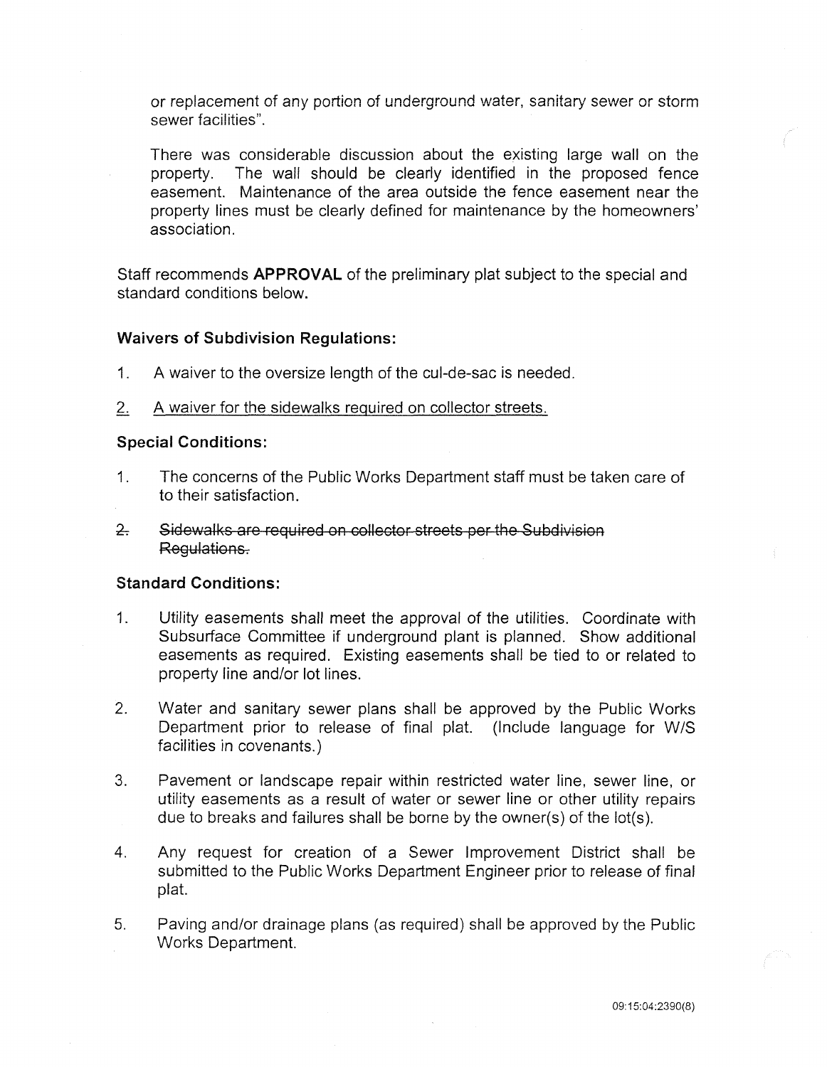or replacement of any portion of underground water, sanitary sewer or storm sewer facilities".

There was considerable discussion about the existing large wall on the property. The wall should be clearly identified in the proposed fence easement. Maintenance of the area outside the fence easement near the property lines must be clearly defined for maintenance by the homeowners' association.

Staff recommends **APPROVAL** of the preliminary plat subject to the special and standard conditions below.

**Waivers of Subdivision Regulations:**

1. A waiver to the oversize length of the cul-de-sac is needed.
2. <u>A waiver for the sidewalks required on collector streets.</u>

**Special Conditions:**

1. The concerns of the Public Works Department staff must be taken care of to their satisfaction.
2. ~~Sidewalks are required on collector streets per the Subdivision Regulations.~~

**Standard Conditions:**

1. Utility easements shall meet the approval of the utilities. Coordinate with Subsurface Committee if underground plant is planned. Show additional easements as required. Existing easements shall be tied to or related to property line and/or lot lines.
2. Water and sanitary sewer plans shall be approved by the Public Works Department prior to release of final plat. (Include language for W/S facilities in covenants.)
3. Pavement or landscape repair within restricted water line, sewer line, or utility easements as a result of water or sewer line or other utility repairs due to breaks and failures shall be borne by the owner(s) of the lot(s).
4. Any request for creation of a Sewer Improvement District shall be submitted to the Public Works Department Engineer prior to release of final plat.
5. Paving and/or drainage plans (as required) shall be approved by the Public Works Department.

09:15:04:2390(8)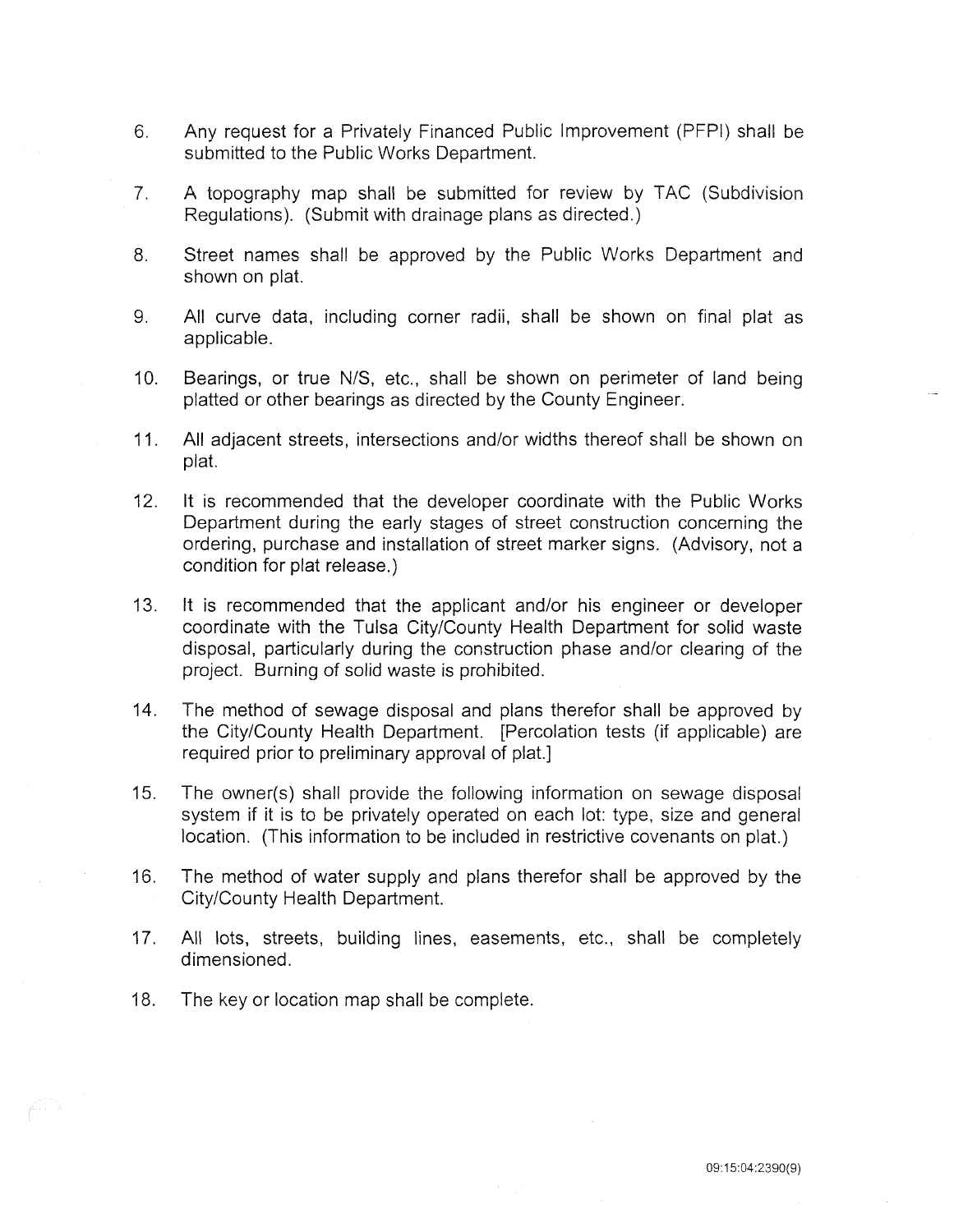6. Any request for a Privately Financed Public Improvement (PFPI) shall be submitted to the Public Works Department.

7. A topography map shall be submitted for review by TAC (Subdivision Regulations). (Submit with drainage plans as directed.)

8. Street names shall be approved by the Public Works Department and shown on plat.

9. All curve data, including corner radii, shall be shown on final plat as applicable.

10. Bearings, or true N/S, etc., shall be shown on perimeter of land being platted or other bearings as directed by the County Engineer.

11. All adjacent streets, intersections and/or widths thereof shall be shown on plat.

12. It is recommended that the developer coordinate with the Public Works Department during the early stages of street construction concerning the ordering, purchase and installation of street marker signs. (Advisory, not a condition for plat release.)

13. It is recommended that the applicant and/or his engineer or developer coordinate with the Tulsa City/County Health Department for solid waste disposal, particularly during the construction phase and/or clearing of the project. Burning of solid waste is prohibited.

14. The method of sewage disposal and plans therefor shall be approved by the City/County Health Department. [Percolation tests (if applicable) are required prior to preliminary approval of plat.]

15. The owner(s) shall provide the following information on sewage disposal system if it is to be privately operated on each lot: type, size and general location. (This information to be included in restrictive covenants on plat.)

16. The method of water supply and plans therefor shall be approved by the City/County Health Department.

17. All lots, streets, building lines, easements, etc., shall be completely dimensioned.

18. The key or location map shall be complete.

09:15:04:2390(9)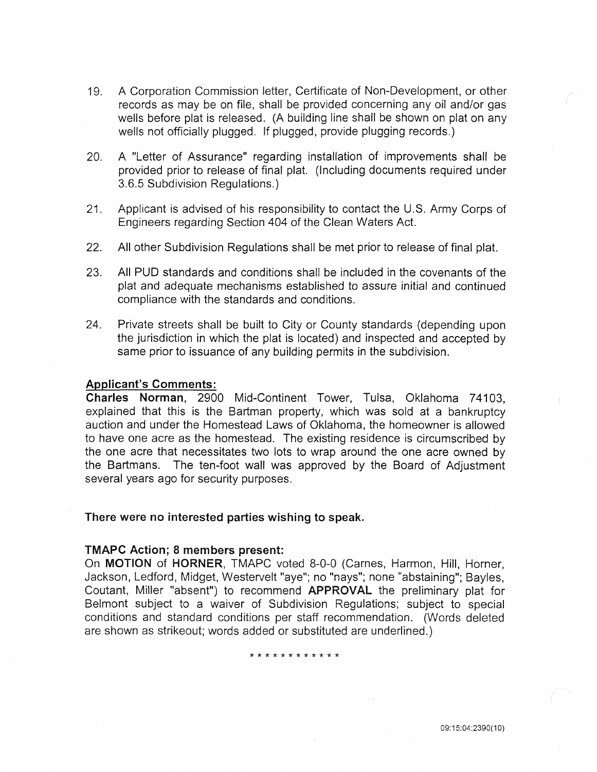19. A Corporation Commission letter, Certificate of Non-Development, or other records as may be on file, shall be provided concerning any oil and/or gas wells before plat is released. (A building line shall be shown on plat on any wells not officially plugged. If plugged, provide plugging records.)

20. A "Letter of Assurance" regarding installation of improvements shall be provided prior to release of final plat. (Including documents required under 3.6.5 Subdivision Regulations.)

21. Applicant is advised of his responsibility to contact the U.S. Army Corps of Engineers regarding Section 404 of the Clean Waters Act.

22. All other Subdivision Regulations shall be met prior to release of final plat.

23. All PUD standards and conditions shall be included in the covenants of the plat and adequate mechanisms established to assure initial and continued compliance with the standards and conditions.

24. Private streets shall be built to City or County standards (depending upon the jurisdiction in which the plat is located) and inspected and accepted by same prior to issuance of any building permits in the subdivision.

**Applicant's Comments:**

**Charles Norman**, 2900 Mid-Continent Tower, Tulsa, Oklahoma 74103, explained that this is the Bartman property, which was sold at a bankruptcy auction and under the Homestead Laws of Oklahoma, the homeowner is allowed to have one acre as the homestead. The existing residence is circumscribed by the one acre that necessitates two lots to wrap around the one acre owned by the Bartmans. The ten-foot wall was approved by the Board of Adjustment several years ago for security purposes.

**There were no interested parties wishing to speak.**

**TMAPC Action; 8 members present:**

On **MOTION** of **HORNER**, TMAPC voted 8-0-0 (Carnes, Harmon, Hill, Horner, Jackson, Ledford, Midget, Westervelt "aye"; no "nays"; none "abstaining"; Bayles, Coutant, Miller "absent") to recommend **APPROVAL** the preliminary plat for Belmont subject to a waiver of Subdivision Regulations; subject to special conditions and standard conditions per staff recommendation. (Words deleted are shown as strikeout; words added or substituted are underlined.)

* * * * * * * * * * * *

09:15:04:2390(10)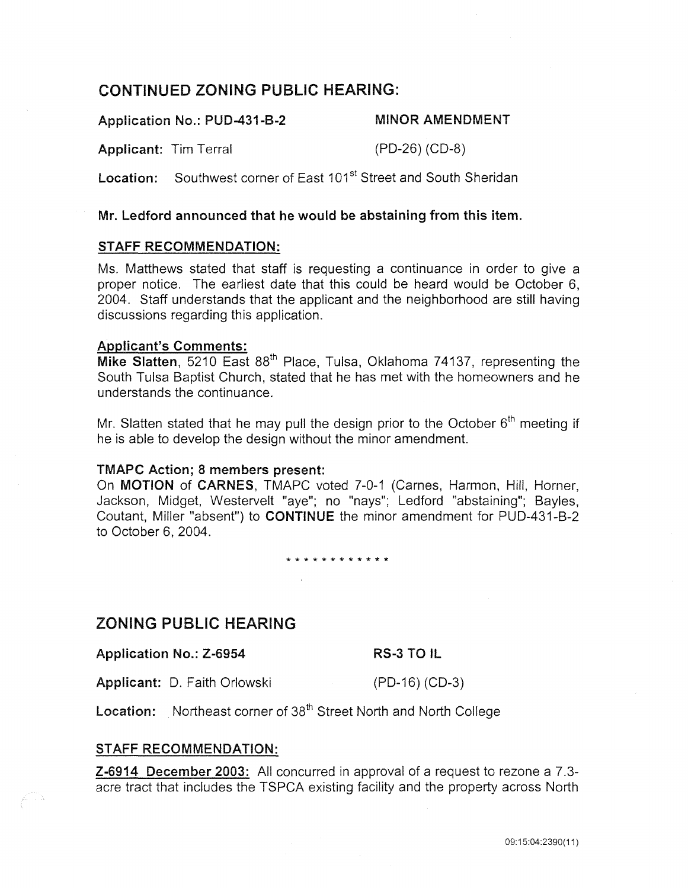## CONTINUED ZONING PUBLIC HEARING:

**Application No.: PUD-431-B-2** **MINOR AMENDMENT**

**Applicant:** Tim Terral (PD-26) (CD-8)

**Location:** Southwest corner of East 101st Street and South Sheridan

**Mr. Ledford announced that he would be abstaining from this item.**

**STAFF RECOMMENDATION:**

Ms. Matthews stated that staff is requesting a continuance in order to give a proper notice. The earliest date that this could be heard would be October 6, 2004. Staff understands that the applicant and the neighborhood are still having discussions regarding this application.

**Applicant's Comments:**

**Mike Slatten**, 5210 East 88th Place, Tulsa, Oklahoma 74137, representing the South Tulsa Baptist Church, stated that he has met with the homeowners and he understands the continuance.

Mr. Slatten stated that he may pull the design prior to the October 6th meeting if he is able to develop the design without the minor amendment.

**TMAPC Action; 8 members present:**

On **MOTION** of **CARNES**, TMAPC voted 7-0-1 (Carnes, Harmon, Hill, Horner, Jackson, Midget, Westervelt "aye"; no "nays"; Ledford "abstaining"; Bayles, Coutant, Miller "absent") to **CONTINUE** the minor amendment for PUD-431-B-2 to October 6, 2004.

* * * * * * * * * * * *

## ZONING PUBLIC HEARING

**Application No.: Z-6954** **RS-3 TO IL**

**Applicant:** D. Faith Orlowski (PD-16) (CD-3)

**Location:** Northeast corner of 38th Street North and North College

**STAFF RECOMMENDATION:**

**Z-6914 December 2003:** All concurred in approval of a request to rezone a 7.3-acre tract that includes the TSPCA existing facility and the property across North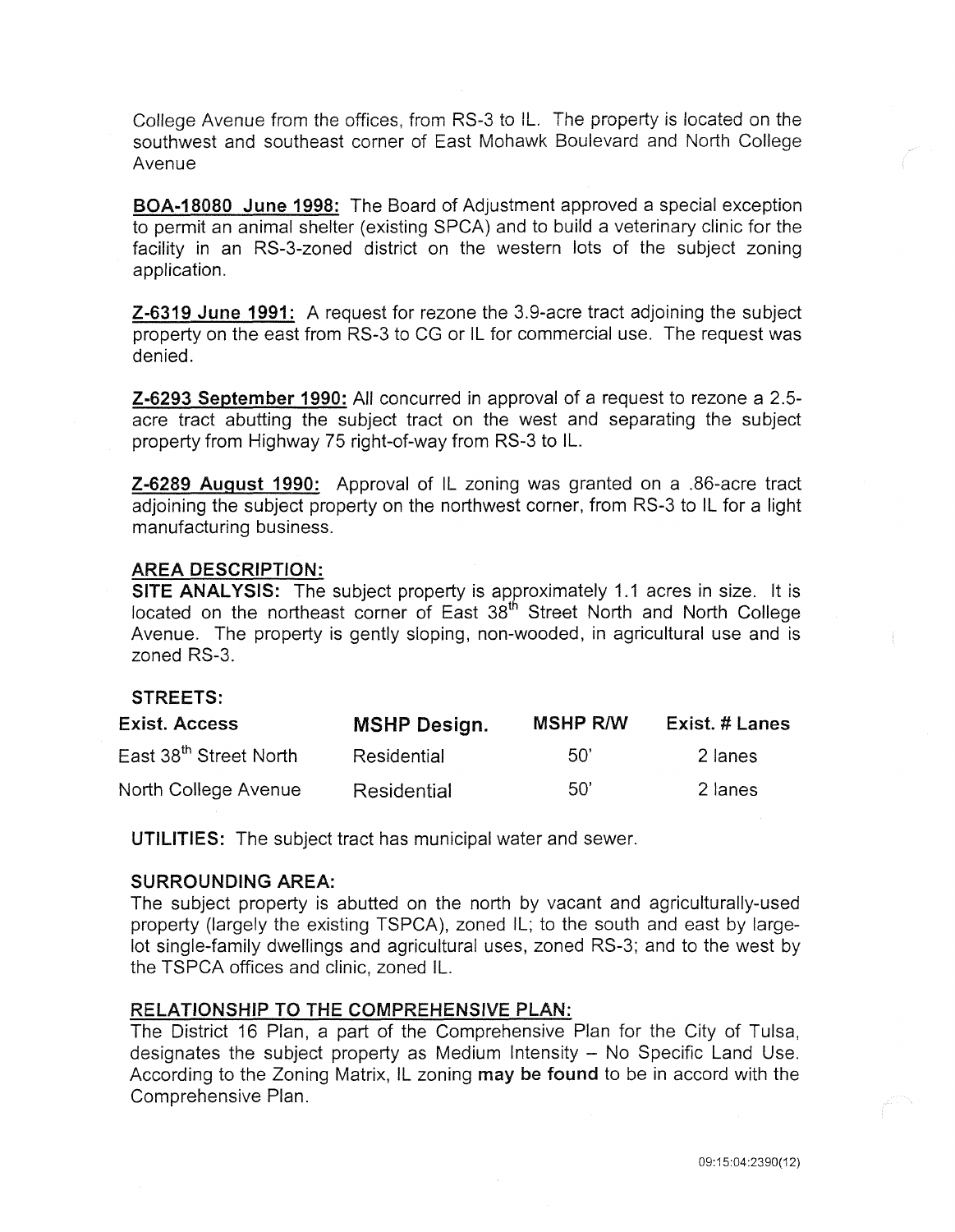College Avenue from the offices, from RS-3 to IL. The property is located on the southwest and southeast corner of East Mohawk Boulevard and North College Avenue

**BOA-18080 June 1998:** The Board of Adjustment approved a special exception to permit an animal shelter (existing SPCA) and to build a veterinary clinic for the facility in an RS-3-zoned district on the western lots of the subject zoning application.

**Z-6319 June 1991:** A request for rezone the 3.9-acre tract adjoining the subject property on the east from RS-3 to CG or IL for commercial use. The request was denied.

**Z-6293 September 1990:** All concurred in approval of a request to rezone a 2.5-acre tract abutting the subject tract on the west and separating the subject property from Highway 75 right-of-way from RS-3 to IL.

**Z-6289 August 1990:** Approval of IL zoning was granted on a .86-acre tract adjoining the subject property on the northwest corner, from RS-3 to IL for a light manufacturing business.

**AREA DESCRIPTION:**

**SITE ANALYSIS:** The subject property is approximately 1.1 acres in size. It is located on the northeast corner of East 38th Street North and North College Avenue. The property is gently sloping, non-wooded, in agricultural use and is zoned RS-3.

**STREETS:**

| Exist. Access | MSHP Design. | MSHP R/W | Exist. # Lanes |
|---|---|---|---|
| East 38th Street North | Residential | 50' | 2 lanes |
| North College Avenue | Residential | 50' | 2 lanes |

**UTILITIES:** The subject tract has municipal water and sewer.

**SURROUNDING AREA:**
The subject property is abutted on the north by vacant and agriculturally-used property (largely the existing TSPCA), zoned IL; to the south and east by large-lot single-family dwellings and agricultural uses, zoned RS-3; and to the west by the TSPCA offices and clinic, zoned IL.

**RELATIONSHIP TO THE COMPREHENSIVE PLAN:**
The District 16 Plan, a part of the Comprehensive Plan for the City of Tulsa, designates the subject property as Medium Intensity – No Specific Land Use. According to the Zoning Matrix, IL zoning **may be found** to be in accord with the Comprehensive Plan.

09:15:04:2390(12)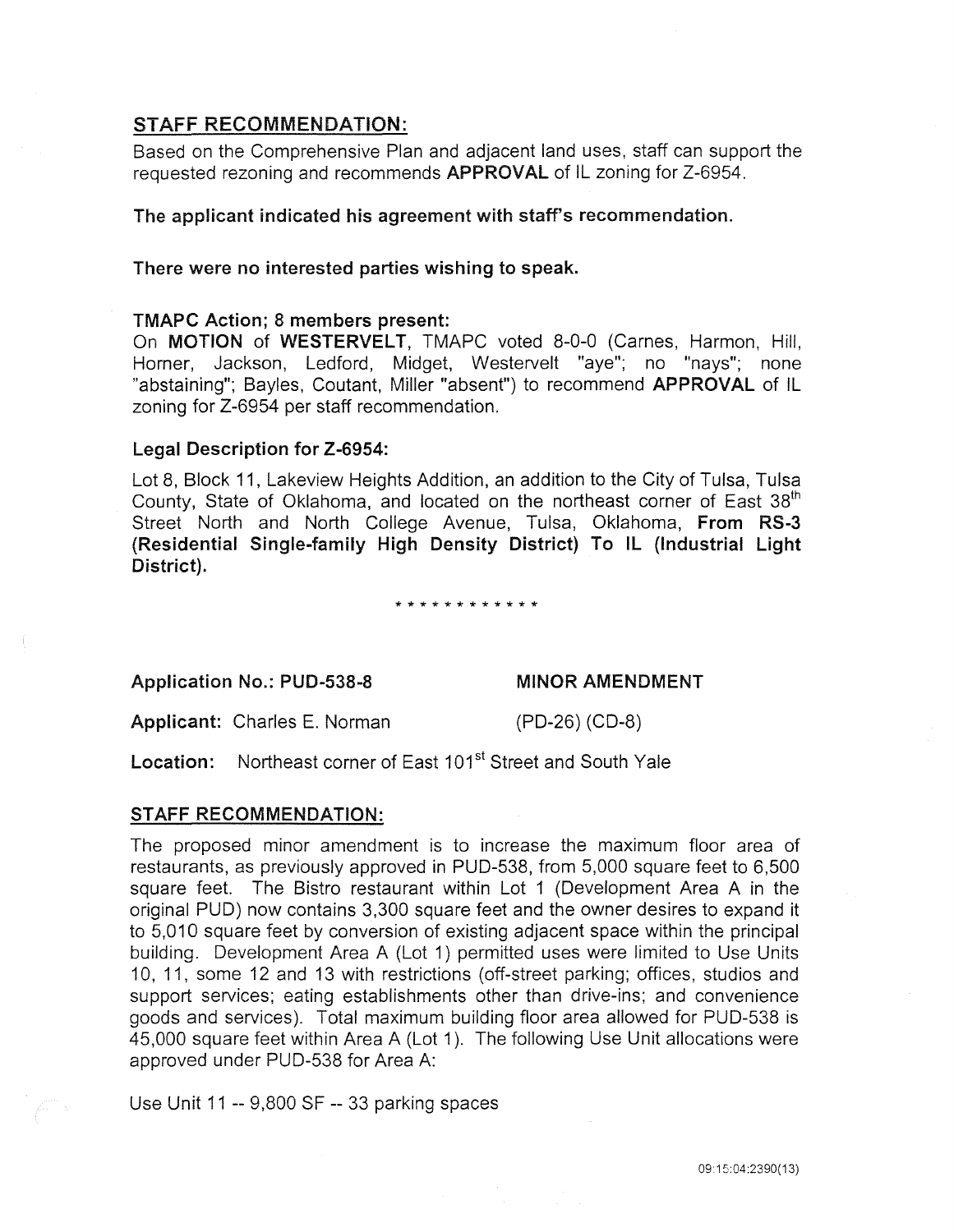## STAFF RECOMMENDATION:

Based on the Comprehensive Plan and adjacent land uses, staff can support the requested rezoning and recommends **APPROVAL** of IL zoning for Z-6954.

**The applicant indicated his agreement with staff's recommendation.**

**There were no interested parties wishing to speak.**

**TMAPC Action; 8 members present:**

On **MOTION** of **WESTERVELT**, TMAPC voted 8-0-0 (Carnes, Harmon, Hill, Horner, Jackson, Ledford, Midget, Westervelt "aye"; no "nays"; none "abstaining"; Bayles, Coutant, Miller "absent") to recommend **APPROVAL** of IL zoning for Z-6954 per staff recommendation.

**Legal Description for Z-6954:**

Lot 8, Block 11, Lakeview Heights Addition, an addition to the City of Tulsa, Tulsa County, State of Oklahoma, and located on the northeast corner of East 38th Street North and North College Avenue, Tulsa, Oklahoma, **From RS-3 (Residential Single-family High Density District) To IL (Industrial Light District).**

\* \* \* \* \* \* \* \* \* \* \* \*

**Application No.: PUD-538-8** **MINOR AMENDMENT**

**Applicant:** Charles E. Norman (PD-26) (CD-8)

**Location:** Northeast corner of East 101st Street and South Yale

## STAFF RECOMMENDATION:

The proposed minor amendment is to increase the maximum floor area of restaurants, as previously approved in PUD-538, from 5,000 square feet to 6,500 square feet. The Bistro restaurant within Lot 1 (Development Area A in the original PUD) now contains 3,300 square feet and the owner desires to expand it to 5,010 square feet by conversion of existing adjacent space within the principal building. Development Area A (Lot 1) permitted uses were limited to Use Units 10, 11, some 12 and 13 with restrictions (off-street parking; offices, studios and support services; eating establishments other than drive-ins; and convenience goods and services). Total maximum building floor area allowed for PUD-538 is 45,000 square feet within Area A (Lot 1). The following Use Unit allocations were approved under PUD-538 for Area A:

Use Unit 11 -- 9,800 SF -- 33 parking spaces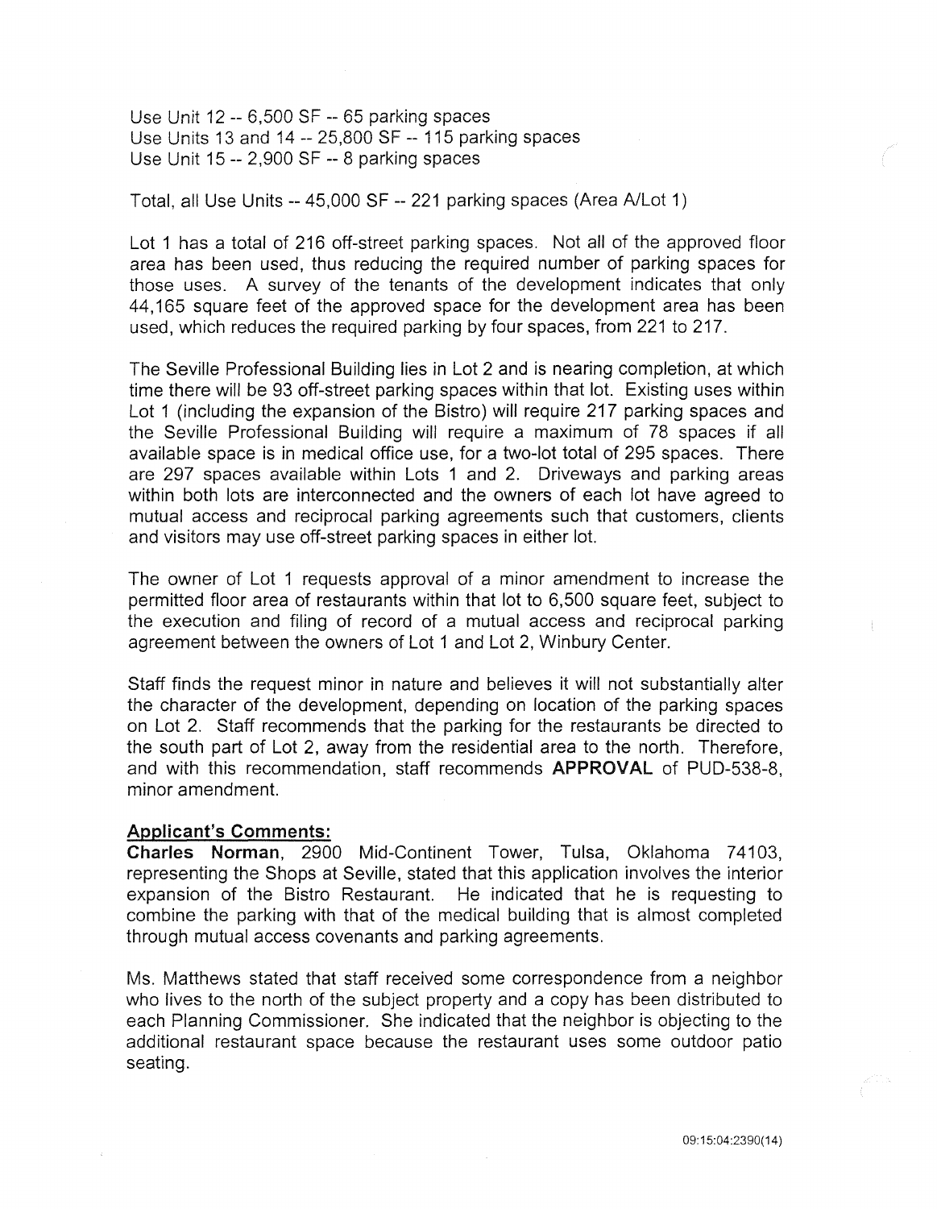Use Unit 12 -- 6,500 SF -- 65 parking spaces
Use Units 13 and 14 -- 25,800 SF -- 115 parking spaces
Use Unit 15 -- 2,900 SF -- 8 parking spaces

Total, all Use Units -- 45,000 SF -- 221 parking spaces (Area A/Lot 1)

Lot 1 has a total of 216 off-street parking spaces. Not all of the approved floor area has been used, thus reducing the required number of parking spaces for those uses. A survey of the tenants of the development indicates that only 44,165 square feet of the approved space for the development area has been used, which reduces the required parking by four spaces, from 221 to 217.

The Seville Professional Building lies in Lot 2 and is nearing completion, at which time there will be 93 off-street parking spaces within that lot. Existing uses within Lot 1 (including the expansion of the Bistro) will require 217 parking spaces and the Seville Professional Building will require a maximum of 78 spaces if all available space is in medical office use, for a two-lot total of 295 spaces. There are 297 spaces available within Lots 1 and 2. Driveways and parking areas within both lots are interconnected and the owners of each lot have agreed to mutual access and reciprocal parking agreements such that customers, clients and visitors may use off-street parking spaces in either lot.

The owner of Lot 1 requests approval of a minor amendment to increase the permitted floor area of restaurants within that lot to 6,500 square feet, subject to the execution and filing of record of a mutual access and reciprocal parking agreement between the owners of Lot 1 and Lot 2, Winbury Center.

Staff finds the request minor in nature and believes it will not substantially alter the character of the development, depending on location of the parking spaces on Lot 2. Staff recommends that the parking for the restaurants be directed to the south part of Lot 2, away from the residential area to the north. Therefore, and with this recommendation, staff recommends **APPROVAL** of PUD-538-8, minor amendment.

**Applicant's Comments:**

**Charles Norman**, 2900 Mid-Continent Tower, Tulsa, Oklahoma 74103, representing the Shops at Seville, stated that this application involves the interior expansion of the Bistro Restaurant. He indicated that he is requesting to combine the parking with that of the medical building that is almost completed through mutual access covenants and parking agreements.

Ms. Matthews stated that staff received some correspondence from a neighbor who lives to the north of the subject property and a copy has been distributed to each Planning Commissioner. She indicated that the neighbor is objecting to the additional restaurant space because the restaurant uses some outdoor patio seating.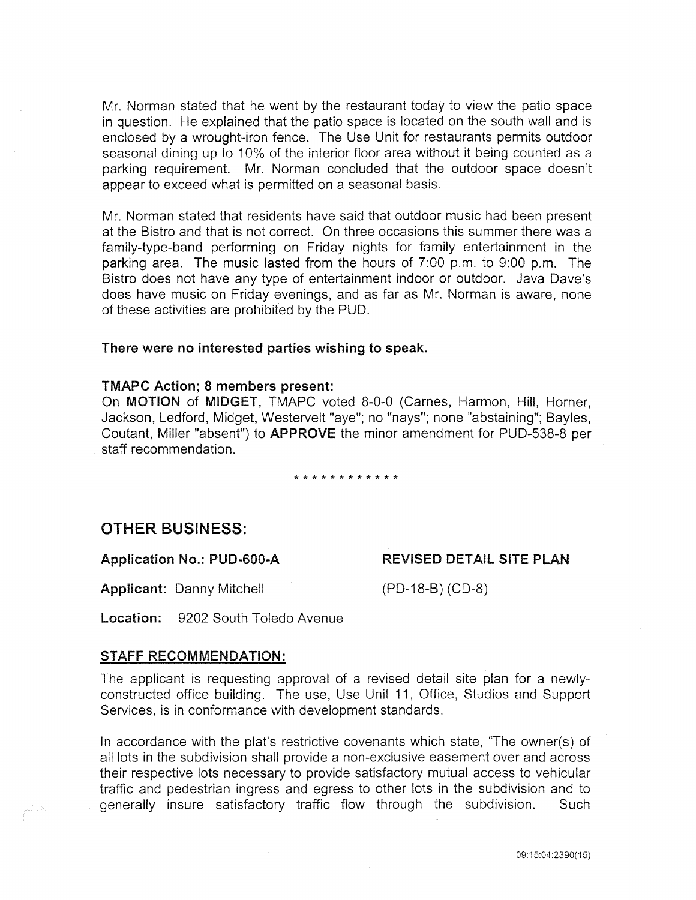Mr. Norman stated that he went by the restaurant today to view the patio space in question. He explained that the patio space is located on the south wall and is enclosed by a wrought-iron fence. The Use Unit for restaurants permits outdoor seasonal dining up to 10% of the interior floor area without it being counted as a parking requirement. Mr. Norman concluded that the outdoor space doesn't appear to exceed what is permitted on a seasonal basis.

Mr. Norman stated that residents have said that outdoor music had been present at the Bistro and that is not correct. On three occasions this summer there was a family-type-band performing on Friday nights for family entertainment in the parking area. The music lasted from the hours of 7:00 p.m. to 9:00 p.m. The Bistro does not have any type of entertainment indoor or outdoor. Java Dave's does have music on Friday evenings, and as far as Mr. Norman is aware, none of these activities are prohibited by the PUD.

**There were no interested parties wishing to speak.**

**TMAPC Action; 8 members present:**

On **MOTION** of **MIDGET**, TMAPC voted 8-0-0 (Carnes, Harmon, Hill, Horner, Jackson, Ledford, Midget, Westervelt "aye"; no "nays"; none "abstaining"; Bayles, Coutant, Miller "absent") to **APPROVE** the minor amendment for PUD-538-8 per staff recommendation.

* * * * * * * * * * * *

## OTHER BUSINESS:

**Application No.: PUD-600-A** **REVISED DETAIL SITE PLAN**

**Applicant:** Danny Mitchell (PD-18-B) (CD-8)

**Location:** 9202 South Toledo Avenue

**STAFF RECOMMENDATION:**

The applicant is requesting approval of a revised detail site plan for a newly-constructed office building. The use, Use Unit 11, Office, Studios and Support Services, is in conformance with development standards.

In accordance with the plat's restrictive covenants which state, "The owner(s) of all lots in the subdivision shall provide a non-exclusive easement over and across their respective lots necessary to provide satisfactory mutual access to vehicular traffic and pedestrian ingress and egress to other lots in the subdivision and to generally insure satisfactory traffic flow through the subdivision. Such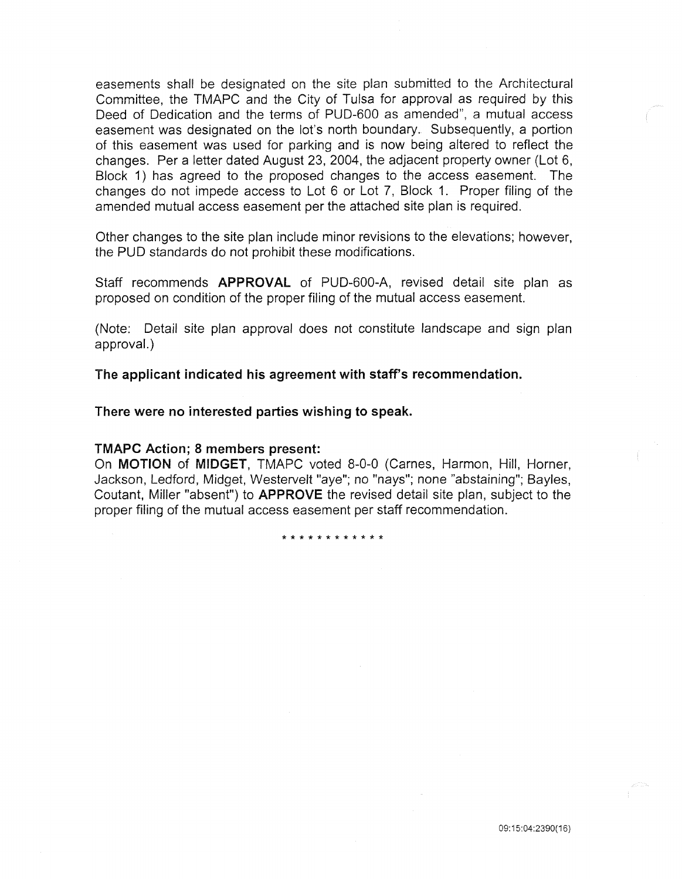easements shall be designated on the site plan submitted to the Architectural Committee, the TMAPC and the City of Tulsa for approval as required by this Deed of Dedication and the terms of PUD-600 as amended", a mutual access easement was designated on the lot's north boundary. Subsequently, a portion of this easement was used for parking and is now being altered to reflect the changes. Per a letter dated August 23, 2004, the adjacent property owner (Lot 6, Block 1) has agreed to the proposed changes to the access easement. The changes do not impede access to Lot 6 or Lot 7, Block 1. Proper filing of the amended mutual access easement per the attached site plan is required.

Other changes to the site plan include minor revisions to the elevations; however, the PUD standards do not prohibit these modifications.

Staff recommends **APPROVAL** of PUD-600-A, revised detail site plan as proposed on condition of the proper filing of the mutual access easement.

(Note: Detail site plan approval does not constitute landscape and sign plan approval.)

**The applicant indicated his agreement with staff's recommendation.**

**There were no interested parties wishing to speak.**

**TMAPC Action; 8 members present:**

On **MOTION** of **MIDGET**, TMAPC voted 8-0-0 (Carnes, Harmon, Hill, Horner, Jackson, Ledford, Midget, Westervelt "aye"; no "nays"; none "abstaining"; Bayles, Coutant, Miller "absent") to **APPROVE** the revised detail site plan, subject to the proper filing of the mutual access easement per staff recommendation.

* * * * * * * * * * * *

09:15:04:2390(16)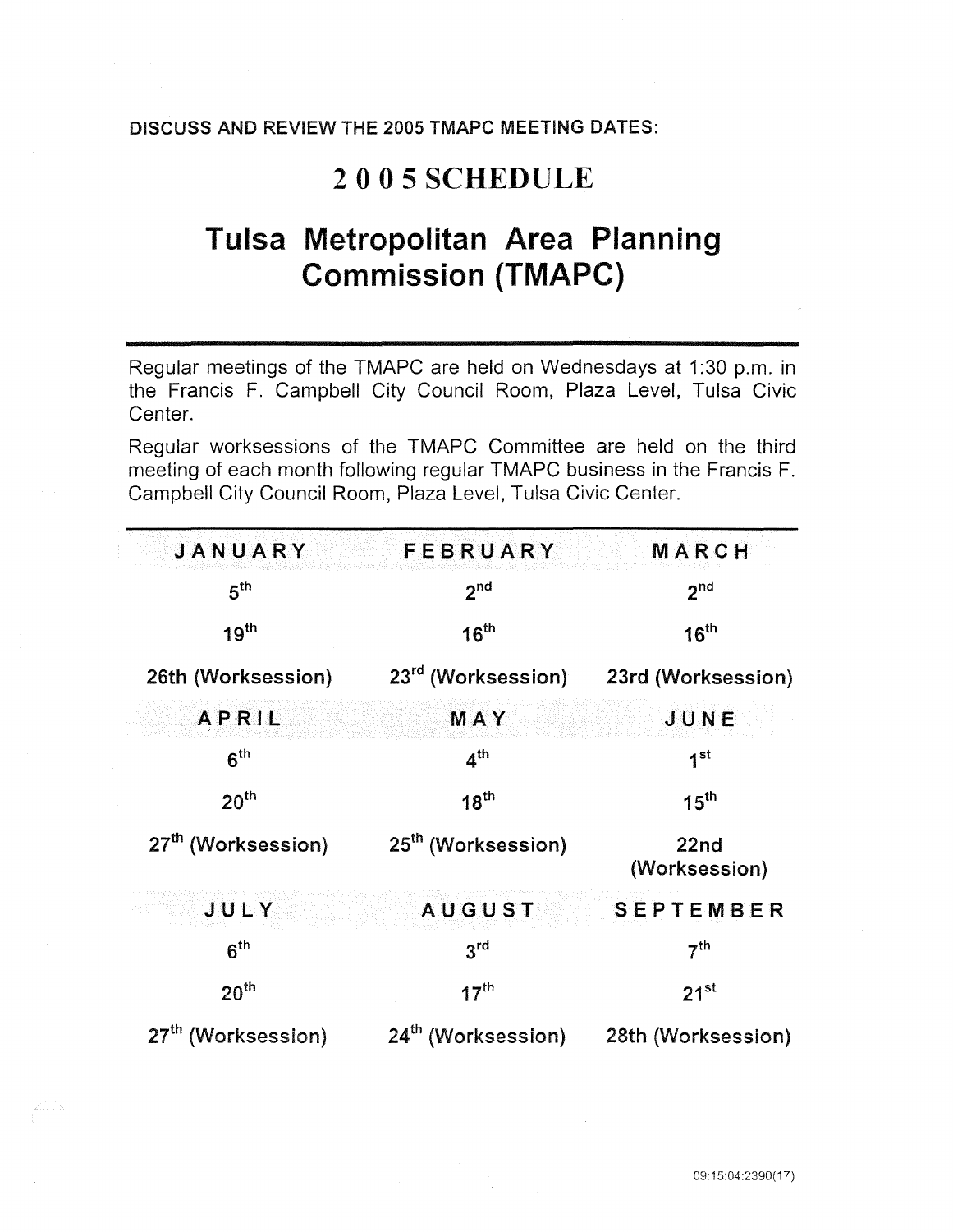DISCUSS AND REVIEW THE 2005 TMAPC MEETING DATES:

# 2 0 0 5 SCHEDULE

# Tulsa Metropolitan Area Planning Commission (TMAPC)

---

Regular meetings of the TMAPC are held on Wednesdays at 1:30 p.m. in the Francis F. Campbell City Council Room, Plaza Level, Tulsa Civic Center.

Regular worksessions of the TMAPC Committee are held on the third meeting of each month following regular TMAPC business in the Francis F. Campbell City Council Room, Plaza Level, Tulsa Civic Center.

---

| JANUARY | FEBRUARY | MARCH |
|---|---|---|
| 5th | 2nd | 2nd |
| 19th | 16th | 16th |
| 26th (Worksession) | 23rd (Worksession) | 23rd (Worksession) |
| **APRIL** | **MAY** | **JUNE** |
| 6th | 4th | 1st |
| 20th | 18th | 15th |
| 27th (Worksession) | 25th (Worksession) | 22nd (Worksession) |
| **JULY** | **AUGUST** | **SEPTEMBER** |
| 6th | 3rd | 7th |
| 20th | 17th | 21st |
| 27th (Worksession) | 24th (Worksession) | 28th (Worksession) |

09:15:04:2390(17)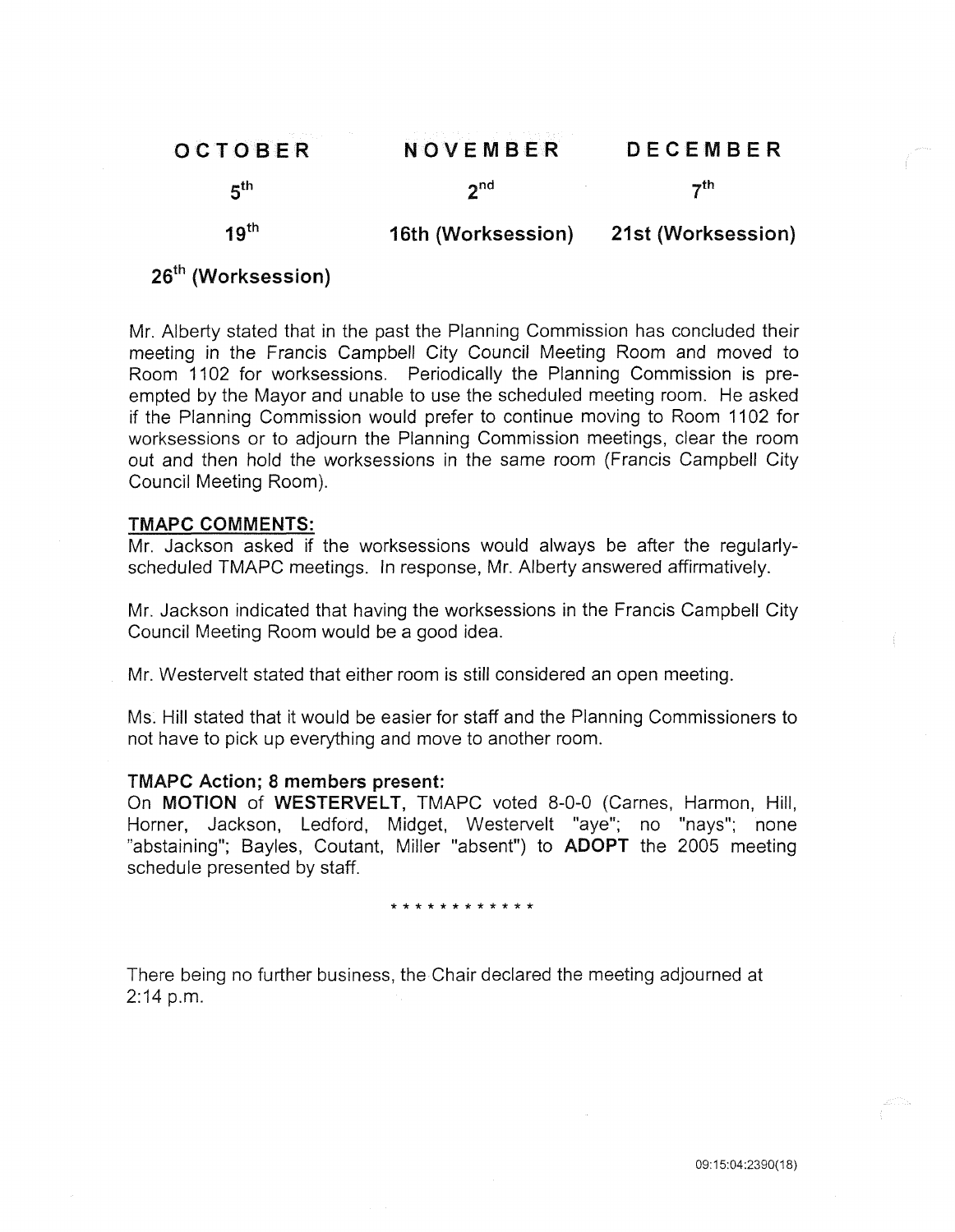| OCTOBER | NOVEMBER | DECEMBER |
|---|---|---|
| 5th | 2nd | 7th |
| 19th | 16th (Worksession) | 21st (Worksession) |
| 26th (Worksession) | | |

Mr. Alberty stated that in the past the Planning Commission has concluded their meeting in the Francis Campbell City Council Meeting Room and moved to Room 1102 for worksessions. Periodically the Planning Commission is pre-empted by the Mayor and unable to use the scheduled meeting room. He asked if the Planning Commission would prefer to continue moving to Room 1102 for worksessions or to adjourn the Planning Commission meetings, clear the room out and then hold the worksessions in the same room (Francis Campbell City Council Meeting Room).

**TMAPC COMMENTS:**

Mr. Jackson asked if the worksessions would always be after the regularly-scheduled TMAPC meetings. In response, Mr. Alberty answered affirmatively.

Mr. Jackson indicated that having the worksessions in the Francis Campbell City Council Meeting Room would be a good idea.

Mr. Westervelt stated that either room is still considered an open meeting.

Ms. Hill stated that it would be easier for staff and the Planning Commissioners to not have to pick up everything and move to another room.

**TMAPC Action; 8 members present:**

On **MOTION** of **WESTERVELT,** TMAPC voted 8-0-0 (Carnes, Harmon, Hill, Horner, Jackson, Ledford, Midget, Westervelt "aye"; no "nays"; none "abstaining"; Bayles, Coutant, Miller "absent") to **ADOPT** the 2005 meeting schedule presented by staff.

* * * * * * * * * * * *

There being no further business, the Chair declared the meeting adjourned at 2:14 p.m.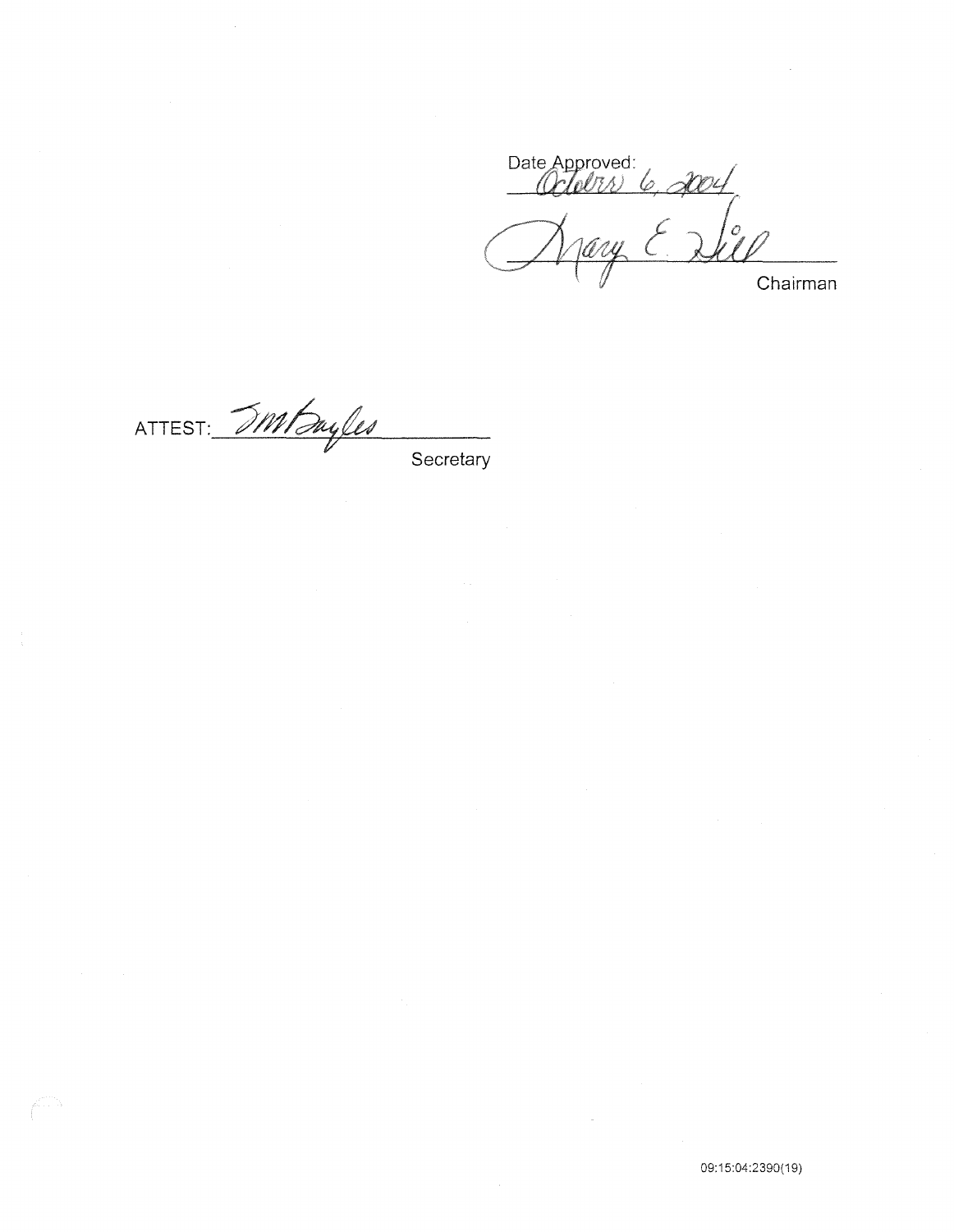Date Approved:
October 6, 2004

Mary E. Hill
Chairman

ATTEST: TM Bayles
Secretary

09:15:04:2390(19)